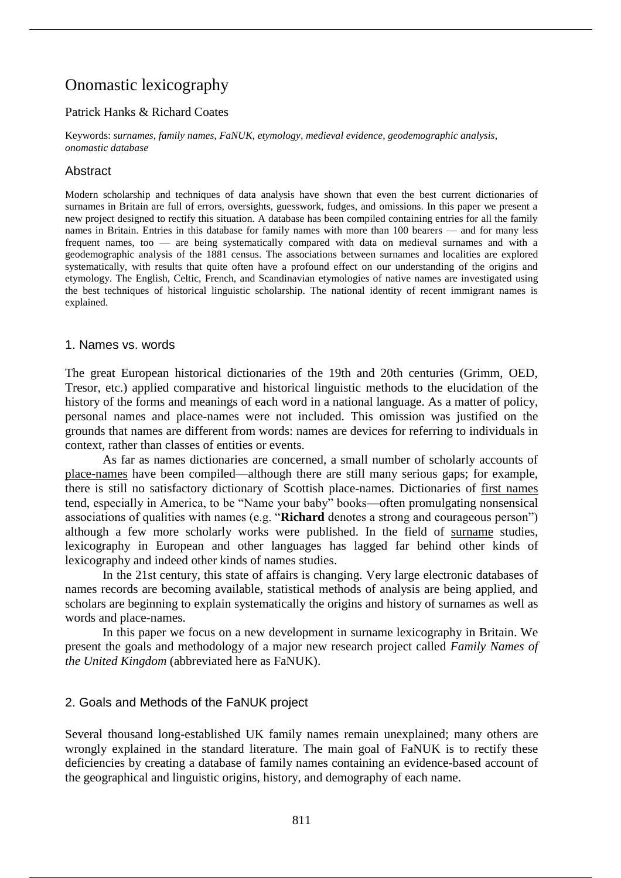# Onomastic lexicography

Patrick Hanks & Richard Coates

Keywords: *surnames*, *family names*, *FaNUK*, *etymology*, *medieval evidence*, *geodemographic analysis*, *onomastic database*

## Abstract

Modern scholarship and techniques of data analysis have shown that even the best current dictionaries of surnames in Britain are full of errors, oversights, guesswork, fudges, and omissions. In this paper we present a new project designed to rectify this situation. A database has been compiled containing entries for all the family names in Britain. Entries in this database for family names with more than 100 bearers — and for many less frequent names, too — are being systematically compared with data on medieval surnames and with a geodemographic analysis of the 1881 census. The associations between surnames and localities are explored systematically, with results that quite often have a profound effect on our understanding of the origins and etymology. The English, Celtic, French, and Scandinavian etymologies of native names are investigated using the best techniques of historical linguistic scholarship. The national identity of recent immigrant names is explained.

## 1. Names vs. words

The great European historical dictionaries of the 19th and 20th centuries (Grimm, OED, Tresor, etc.) applied comparative and historical linguistic methods to the elucidation of the history of the forms and meanings of each word in a national language. As a matter of policy, personal names and place-names were not included. This omission was justified on the grounds that names are different from words: names are devices for referring to individuals in context, rather than classes of entities or events.

As far as names dictionaries are concerned, a small number of scholarly accounts of place-names have been compiled—although there are still many serious gaps; for example, there is still no satisfactory dictionary of Scottish place-names. Dictionaries of first names tend, especially in America, to be "Name your baby" books—often promulgating nonsensical associations of qualities with names (e.g. "**Richard** denotes a strong and courageous person") although a few more scholarly works were published. In the field of surname studies, lexicography in European and other languages has lagged far behind other kinds of lexicography and indeed other kinds of names studies.

In the 21st century, this state of affairs is changing. Very large electronic databases of names records are becoming available, statistical methods of analysis are being applied, and scholars are beginning to explain systematically the origins and history of surnames as well as words and place-names.

In this paper we focus on a new development in surname lexicography in Britain. We present the goals and methodology of a major new research project called *Family Names of the United Kingdom* (abbreviated here as FaNUK).

## 2. Goals and Methods of the FaNUK project

Several thousand long-established UK family names remain unexplained; many others are wrongly explained in the standard literature. The main goal of FaNUK is to rectify these deficiencies by creating a database of family names containing an evidence-based account of the geographical and linguistic origins, history, and demography of each name.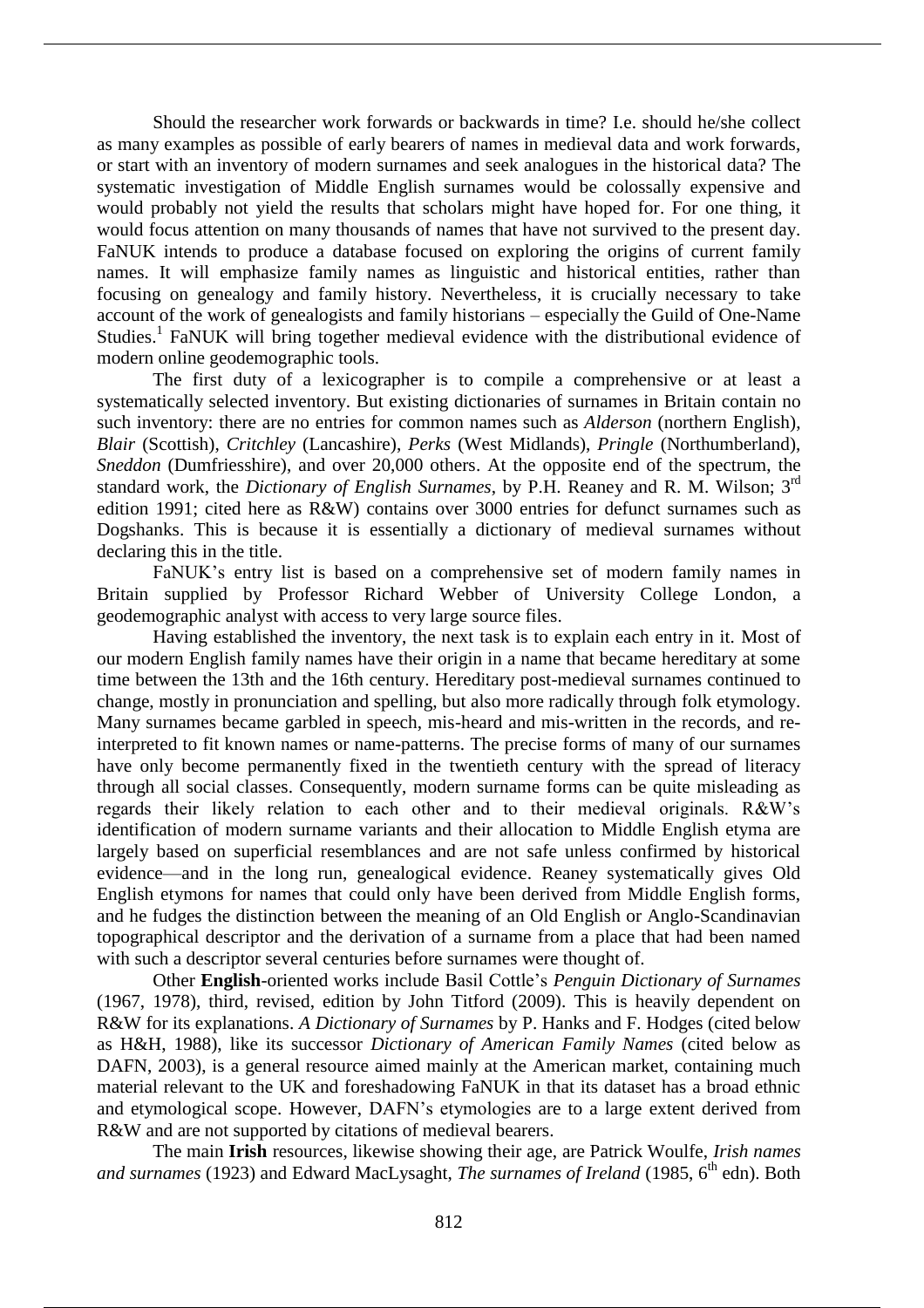Should the researcher work forwards or backwards in time? I.e. should he/she collect as many examples as possible of early bearers of names in medieval data and work forwards, or start with an inventory of modern surnames and seek analogues in the historical data? The systematic investigation of Middle English surnames would be colossally expensive and would probably not yield the results that scholars might have hoped for. For one thing, it would focus attention on many thousands of names that have not survived to the present day. FaNUK intends to produce a database focused on exploring the origins of current family names. It will emphasize family names as linguistic and historical entities, rather than focusing on genealogy and family history. Nevertheless, it is crucially necessary to take account of the work of genealogists and family historians – especially the Guild of One-Name Studies.[1] FaNUK will bring together medieval evidence with the distributional evidence of modern online geodemographic tools.

The first duty of a lexicographer is to compile a comprehensive or at least a systematically selected inventory. But existing dictionaries of surnames in Britain contain no such inventory: there are no entries for common names such as *Alderson* (northern English), *Blair* (Scottish), *Critchley* (Lancashire), *Perks* (West Midlands), *Pringle* (Northumberland), *Sneddon* (Dumfriesshire), and over 20,000 others. At the opposite end of the spectrum, the standard work, the *Dictionary of English Surnames*, by P.H. Reaney and R. M. Wilson; 3rd edition 1991; cited here as R&W) contains over 3000 entries for defunct surnames such as Dogshanks. This is because it is essentially a dictionary of medieval surnames without declaring this in the title.

FaNUK's entry list is based on a comprehensive set of modern family names in Britain supplied by Professor Richard Webber of University College London, a geodemographic analyst with access to very large source files.

Having established the inventory, the next task is to explain each entry in it. Most of our modern English family names have their origin in a name that became hereditary at some time between the 13th and the 16th century. Hereditary post-medieval surnames continued to change, mostly in pronunciation and spelling, but also more radically through folk etymology. Many surnames became garbled in speech, mis-heard and mis-written in the records, and re-interpreted to fit known names or name-patterns. The precise forms of many of our surnames have only become permanently fixed in the twentieth century with the spread of literacy through all social classes. Consequently, modern surname forms can be quite misleading as regards their likely relation to each other and to their medieval originals. R&W's identification of modern surname variants and their allocation to Middle English etyma are largely based on superficial resemblances and are not safe unless confirmed by historical evidence—and in the long run, genealogical evidence. Reaney systematically gives Old English etymons for names that could only have been derived from Middle English forms, and he fudges the distinction between the meaning of an Old English or Anglo-Scandinavian topographical descriptor and the derivation of a surname from a place that had been named with such a descriptor several centuries before surnames were thought of.

Other **English**-oriented works include Basil Cottle's *Penguin Dictionary of Surnames* (1967, 1978), third, revised, edition by John Titford (2009). This is heavily dependent on R&W for its explanations. *A Dictionary of Surnames* by P. Hanks and F. Hodges (cited below as H&H, 1988), like its successor *Dictionary of American Family Names* (cited below as DAFN, 2003), is a general resource aimed mainly at the American market, containing much material relevant to the UK and foreshadowing FaNUK in that its dataset has a broad ethnic and etymological scope. However, DAFN's etymologies are to a large extent derived from R&W and are not supported by citations of medieval bearers.

The main **Irish** resources, likewise showing their age, are Patrick Woulfe, *Irish names and surnames* (1923) and Edward MacLysaght, *The surnames of Ireland* (1985, 6th edn). Both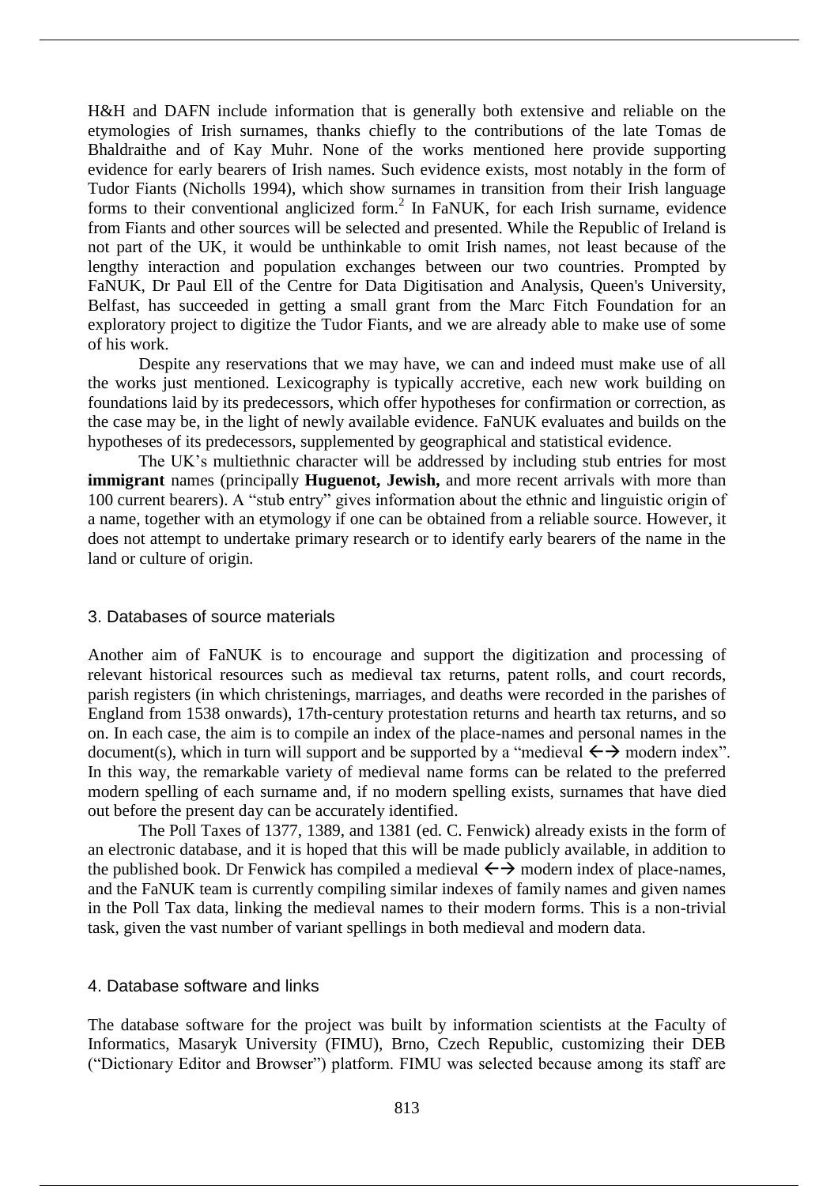H&H and DAFN include information that is generally both extensive and reliable on the etymologies of Irish surnames, thanks chiefly to the contributions of the late Tomas de Bhaldraithe and of Kay Muhr. None of the works mentioned here provide supporting evidence for early bearers of Irish names. Such evidence exists, most notably in the form of Tudor Fiants (Nicholls 1994), which show surnames in transition from their Irish language forms to their conventional anglicized form.[2] In FaNUK, for each Irish surname, evidence from Fiants and other sources will be selected and presented. While the Republic of Ireland is not part of the UK, it would be unthinkable to omit Irish names, not least because of the lengthy interaction and population exchanges between our two countries. Prompted by FaNUK, Dr Paul Ell of the Centre for Data Digitisation and Analysis, Queen's University, Belfast, has succeeded in getting a small grant from the Marc Fitch Foundation for an exploratory project to digitize the Tudor Fiants, and we are already able to make use of some of his work.

Despite any reservations that we may have, we can and indeed must make use of all the works just mentioned. Lexicography is typically accretive, each new work building on foundations laid by its predecessors, which offer hypotheses for confirmation or correction, as the case may be, in the light of newly available evidence. FaNUK evaluates and builds on the hypotheses of its predecessors, supplemented by geographical and statistical evidence.

The UK's multiethnic character will be addressed by including stub entries for most **immigrant** names (principally **Huguenot, Jewish,** and more recent arrivals with more than 100 current bearers). A "stub entry" gives information about the ethnic and linguistic origin of a name, together with an etymology if one can be obtained from a reliable source. However, it does not attempt to undertake primary research or to identify early bearers of the name in the land or culture of origin.

## 3. Databases of source materials

Another aim of FaNUK is to encourage and support the digitization and processing of relevant historical resources such as medieval tax returns, patent rolls, and court records, parish registers (in which christenings, marriages, and deaths were recorded in the parishes of England from 1538 onwards), 17th-century protestation returns and hearth tax returns, and so on. In each case, the aim is to compile an index of the place-names and personal names in the document(s), which in turn will support and be supported by a "medieval ←→ modern index". In this way, the remarkable variety of medieval name forms can be related to the preferred modern spelling of each surname and, if no modern spelling exists, surnames that have died out before the present day can be accurately identified.

The Poll Taxes of 1377, 1389, and 1381 (ed. C. Fenwick) already exists in the form of an electronic database, and it is hoped that this will be made publicly available, in addition to the published book. Dr Fenwick has compiled a medieval ←→ modern index of place-names, and the FaNUK team is currently compiling similar indexes of family names and given names in the Poll Tax data, linking the medieval names to their modern forms. This is a non-trivial task, given the vast number of variant spellings in both medieval and modern data.

## 4. Database software and links

The database software for the project was built by information scientists at the Faculty of Informatics, Masaryk University (FIMU), Brno, Czech Republic, customizing their DEB ("Dictionary Editor and Browser") platform. FIMU was selected because among its staff are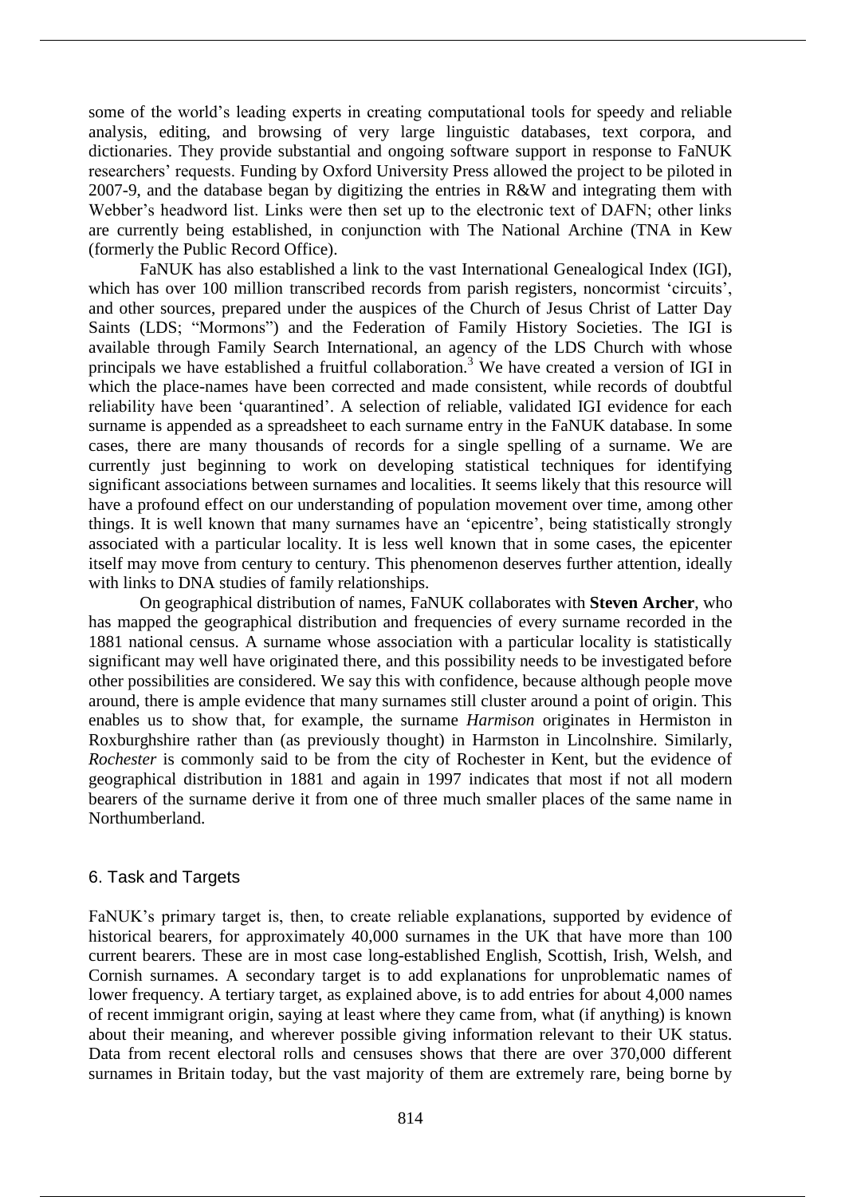some of the world's leading experts in creating computational tools for speedy and reliable analysis, editing, and browsing of very large linguistic databases, text corpora, and dictionaries. They provide substantial and ongoing software support in response to FaNUK researchers' requests. Funding by Oxford University Press allowed the project to be piloted in 2007-9, and the database began by digitizing the entries in R&W and integrating them with Webber's headword list. Links were then set up to the electronic text of DAFN; other links are currently being established, in conjunction with The National Archine (TNA in Kew (formerly the Public Record Office).

FaNUK has also established a link to the vast International Genealogical Index (IGI), which has over 100 million transcribed records from parish registers, noncormist 'circuits', and other sources, prepared under the auspices of the Church of Jesus Christ of Latter Day Saints (LDS; "Mormons") and the Federation of Family History Societies. The IGI is available through Family Search International, an agency of the LDS Church with whose principals we have established a fruitful collaboration.[3] We have created a version of IGI in which the place-names have been corrected and made consistent, while records of doubtful reliability have been 'quarantined'. A selection of reliable, validated IGI evidence for each surname is appended as a spreadsheet to each surname entry in the FaNUK database. In some cases, there are many thousands of records for a single spelling of a surname. We are currently just beginning to work on developing statistical techniques for identifying significant associations between surnames and localities. It seems likely that this resource will have a profound effect on our understanding of population movement over time, among other things. It is well known that many surnames have an 'epicentre', being statistically strongly associated with a particular locality. It is less well known that in some cases, the epicenter itself may move from century to century. This phenomenon deserves further attention, ideally with links to DNA studies of family relationships.

On geographical distribution of names, FaNUK collaborates with **Steven Archer**, who has mapped the geographical distribution and frequencies of every surname recorded in the 1881 national census. A surname whose association with a particular locality is statistically significant may well have originated there, and this possibility needs to be investigated before other possibilities are considered. We say this with confidence, because although people move around, there is ample evidence that many surnames still cluster around a point of origin. This enables us to show that, for example, the surname *Harmison* originates in Hermiston in Roxburghshire rather than (as previously thought) in Harmston in Lincolnshire. Similarly, *Rochester* is commonly said to be from the city of Rochester in Kent, but the evidence of geographical distribution in 1881 and again in 1997 indicates that most if not all modern bearers of the surname derive it from one of three much smaller places of the same name in Northumberland.

## 6. Task and Targets

FaNUK's primary target is, then, to create reliable explanations, supported by evidence of historical bearers, for approximately 40,000 surnames in the UK that have more than 100 current bearers. These are in most case long-established English, Scottish, Irish, Welsh, and Cornish surnames. A secondary target is to add explanations for unproblematic names of lower frequency. A tertiary target, as explained above, is to add entries for about 4,000 names of recent immigrant origin, saying at least where they came from, what (if anything) is known about their meaning, and wherever possible giving information relevant to their UK status. Data from recent electoral rolls and censuses shows that there are over 370,000 different surnames in Britain today, but the vast majority of them are extremely rare, being borne by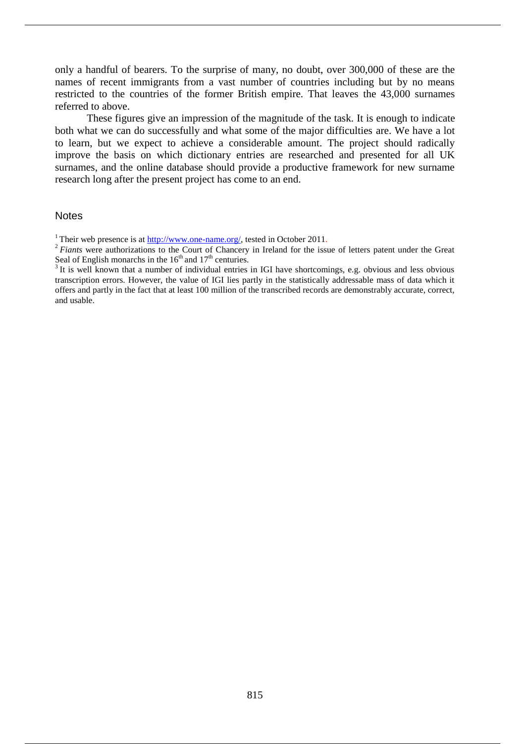only a handful of bearers. To the surprise of many, no doubt, over 300,000 of these are the names of recent immigrants from a vast number of countries including but by no means restricted to the countries of the former British empire. That leaves the 43,000 surnames referred to above.

These figures give an impression of the magnitude of the task. It is enough to indicate both what we can do successfully and what some of the major difficulties are. We have a lot to learn, but we expect to achieve a considerable amount. The project should radically improve the basis on which dictionary entries are researched and presented for all UK surnames, and the online database should provide a productive framework for new surname research long after the present project has come to an end.

## Notes

[1] Their web presence is at http://www.one-name.org/, tested in October 2011.

[2] *Fiants* were authorizations to the Court of Chancery in Ireland for the issue of letters patent under the Great Seal of English monarchs in the 16th and 17th centuries.

[3] It is well known that a number of individual entries in IGI have shortcomings, e.g. obvious and less obvious transcription errors. However, the value of IGI lies partly in the statistically addressable mass of data which it offers and partly in the fact that at least 100 million of the transcribed records are demonstrably accurate, correct, and usable.